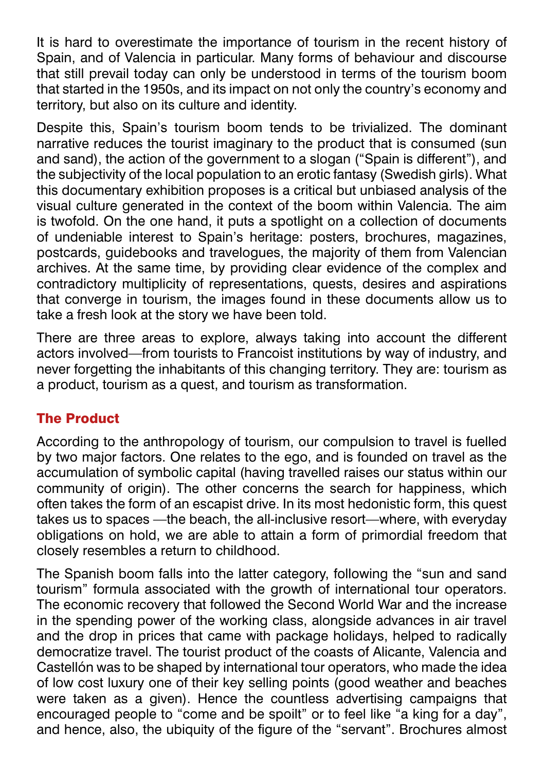It is hard to overestimate the importance of tourism in the recent history of Spain, and of Valencia in particular. Many forms of behaviour and discourse that still prevail today can only be understood in terms of the tourism boom that started in the 1950s, and its impact on not only the country's economy and territory, but also on its culture and identity.

Despite this, Spain's tourism boom tends to be trivialized. The dominant narrative reduces the tourist imaginary to the product that is consumed (sun and sand), the action of the government to a slogan ("Spain is different"), and the subjectivity of the local population to an erotic fantasy (Swedish girls). What this documentary exhibition proposes is a critical but unbiased analysis of the visual culture generated in the context of the boom within Valencia. The aim is twofold. On the one hand, it puts a spotlight on a collection of documents of undeniable interest to Spain's heritage: posters, brochures, magazines, postcards, guidebooks and travelogues, the majority of them from Valencian archives. At the same time, by providing clear evidence of the complex and contradictory multiplicity of representations, quests, desires and aspirations that converge in tourism, the images found in these documents allow us to take a fresh look at the story we have been told.

There are three areas to explore, always taking into account the different actors involved—from tourists to Francoist institutions by way of industry, and never forgetting the inhabitants of this changing territory. They are: tourism as a product, tourism as a quest, and tourism as transformation.

## The Product

According to the anthropology of tourism, our compulsion to travel is fuelled by two major factors. One relates to the ego, and is founded on travel as the accumulation of symbolic capital (having travelled raises our status within our community of origin). The other concerns the search for happiness, which often takes the form of an escapist drive. In its most hedonistic form, this quest takes us to spaces —the beach, the all-inclusive resort—where, with everyday obligations on hold, we are able to attain a form of primordial freedom that closely resembles a return to childhood.

The Spanish boom falls into the latter category, following the "sun and sand tourism" formula associated with the growth of international tour operators. The economic recovery that followed the Second World War and the increase in the spending power of the working class, alongside advances in air travel and the drop in prices that came with package holidays, helped to radically democratize travel. The tourist product of the coasts of Alicante, Valencia and Castellón was to be shaped by international tour operators, who made the idea of low cost luxury one of their key selling points (good weather and beaches were taken as a given). Hence the countless advertising campaigns that encouraged people to "come and be spoilt" or to feel like "a king for a day", and hence, also, the ubiquity of the figure of the "servant". Brochures almost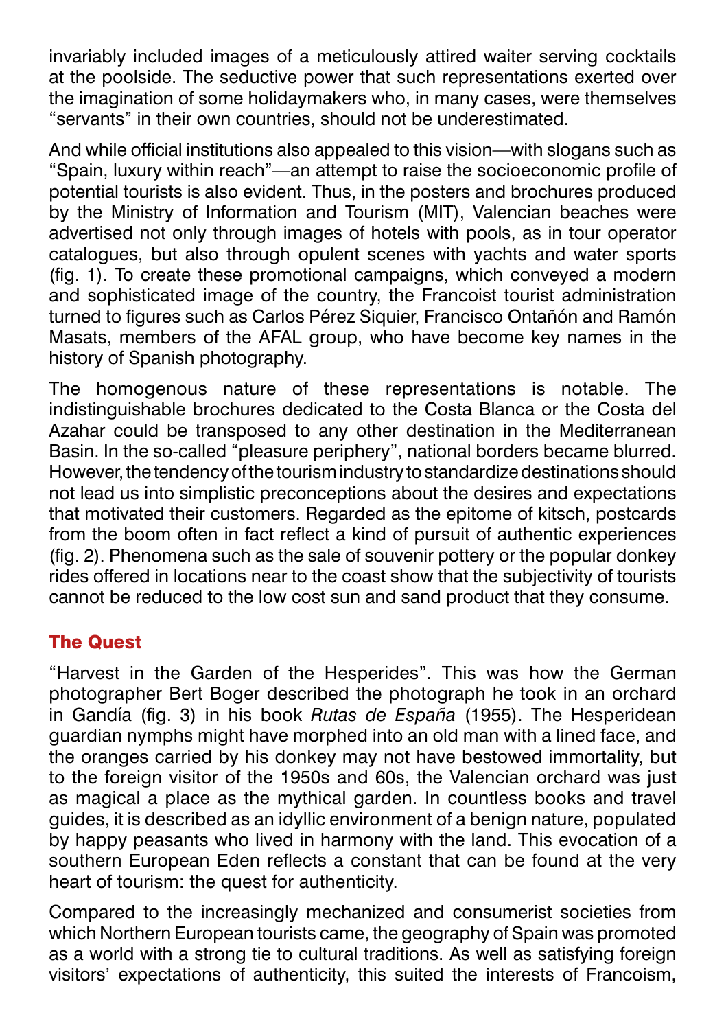invariably included images of a meticulously attired waiter serving cocktails at the poolside. The seductive power that such representations exerted over the imagination of some holidaymakers who, in many cases, were themselves "servants" in their own countries, should not be underestimated.

And while official institutions also appealed to this vision—with slogans such as "Spain, luxury within reach"—an attempt to raise the socioeconomic profile of potential tourists is also evident. Thus, in the posters and brochures produced by the Ministry of Information and Tourism (MIT), Valencian beaches were advertised not only through images of hotels with pools, as in tour operator catalogues, but also through opulent scenes with yachts and water sports (fig. 1). To create these promotional campaigns, which conveyed a modern and sophisticated image of the country, the Francoist tourist administration turned to figures such as Carlos Pérez Siquier, Francisco Ontañón and Ramón Masats, members of the AFAL group, who have become key names in the history of Spanish photography.

The homogenous nature of these representations is notable. The indistinguishable brochures dedicated to the Costa Blanca or the Costa del Azahar could be transposed to any other destination in the Mediterranean Basin. In the so-called "pleasure periphery", national borders became blurred. However, the tendency of the tourism industry to standardize destinations should not lead us into simplistic preconceptions about the desires and expectations that motivated their customers. Regarded as the epitome of kitsch, postcards from the boom often in fact reflect a kind of pursuit of authentic experiences (fig. 2). Phenomena such as the sale of souvenir pottery or the popular donkey rides offered in locations near to the coast show that the subjectivity of tourists cannot be reduced to the low cost sun and sand product that they consume.

## The Quest

"Harvest in the Garden of the Hesperides". This was how the German photographer Bert Boger described the photograph he took in an orchard in Gandía (fig. 3) in his book *Rutas de España* (1955). The Hesperidean guardian nymphs might have morphed into an old man with a lined face, and the oranges carried by his donkey may not have bestowed immortality, but to the foreign visitor of the 1950s and 60s, the Valencian orchard was just as magical a place as the mythical garden. In countless books and travel guides, it is described as an idyllic environment of a benign nature, populated by happy peasants who lived in harmony with the land. This evocation of a southern European Eden reflects a constant that can be found at the very heart of tourism: the quest for authenticity.

Compared to the increasingly mechanized and consumerist societies from which Northern European tourists came, the geography of Spain was promoted as a world with a strong tie to cultural traditions. As well as satisfying foreign visitors' expectations of authenticity, this suited the interests of Francoism,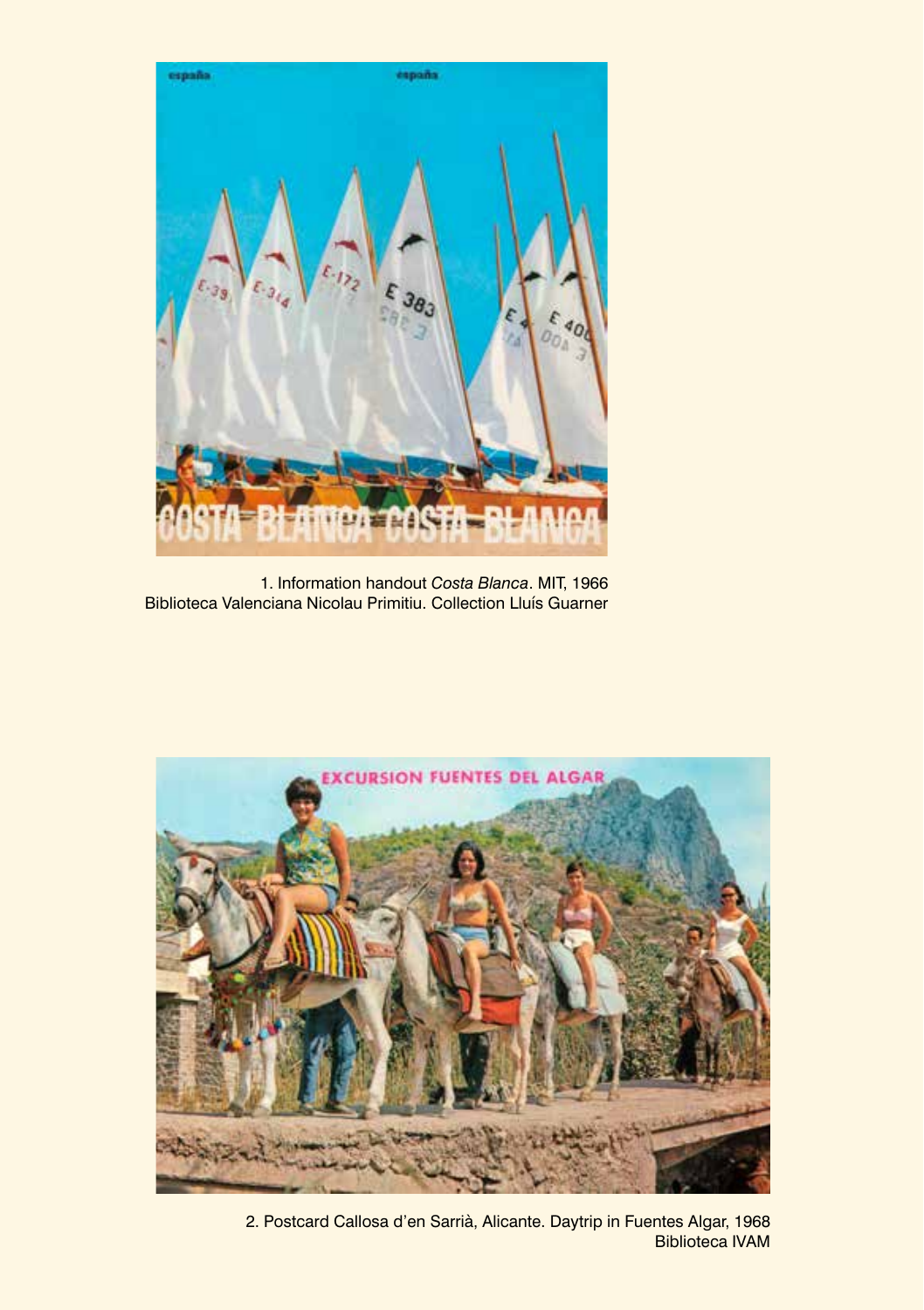1. Information handout *Costa Blanca*. MIT, 1966
Biblioteca Valenciana Nicolau Primitiu. Collection Lluís Guarner

2. Postcard Callosa d'en Sarrià, Alicante. Daytrip in Fuentes Algar, 1968
Biblioteca IVAM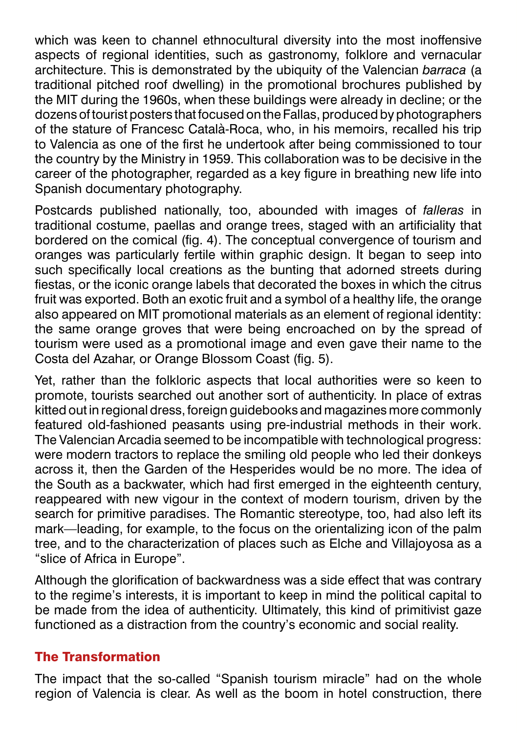which was keen to channel ethnocultural diversity into the most inoffensive aspects of regional identities, such as gastronomy, folklore and vernacular architecture. This is demonstrated by the ubiquity of the Valencian *barraca* (a traditional pitched roof dwelling) in the promotional brochures published by the MIT during the 1960s, when these buildings were already in decline; or the dozens of tourist posters that focused on the Fallas, produced by photographers of the stature of Francesc Català-Roca, who, in his memoirs, recalled his trip to Valencia as one of the first he undertook after being commissioned to tour the country by the Ministry in 1959. This collaboration was to be decisive in the career of the photographer, regarded as a key figure in breathing new life into Spanish documentary photography.

Postcards published nationally, too, abounded with images of *falleras* in traditional costume, paellas and orange trees, staged with an artificiality that bordered on the comical (fig. 4). The conceptual convergence of tourism and oranges was particularly fertile within graphic design. It began to seep into such specifically local creations as the bunting that adorned streets during fiestas, or the iconic orange labels that decorated the boxes in which the citrus fruit was exported. Both an exotic fruit and a symbol of a healthy life, the orange also appeared on MIT promotional materials as an element of regional identity: the same orange groves that were being encroached on by the spread of tourism were used as a promotional image and even gave their name to the Costa del Azahar, or Orange Blossom Coast (fig. 5).

Yet, rather than the folkloric aspects that local authorities were so keen to promote, tourists searched out another sort of authenticity. In place of extras kitted out in regional dress, foreign guidebooks and magazines more commonly featured old-fashioned peasants using pre-industrial methods in their work. The Valencian Arcadia seemed to be incompatible with technological progress: were modern tractors to replace the smiling old people who led their donkeys across it, then the Garden of the Hesperides would be no more. The idea of the South as a backwater, which had first emerged in the eighteenth century, reappeared with new vigour in the context of modern tourism, driven by the search for primitive paradises. The Romantic stereotype, too, had also left its mark—leading, for example, to the focus on the orientalizing icon of the palm tree, and to the characterization of places such as Elche and Villajoyosa as a "slice of Africa in Europe".

Although the glorification of backwardness was a side effect that was contrary to the regime's interests, it is important to keep in mind the political capital to be made from the idea of authenticity. Ultimately, this kind of primitivist gaze functioned as a distraction from the country's economic and social reality.

## The Transformation

The impact that the so-called "Spanish tourism miracle" had on the whole region of Valencia is clear. As well as the boom in hotel construction, there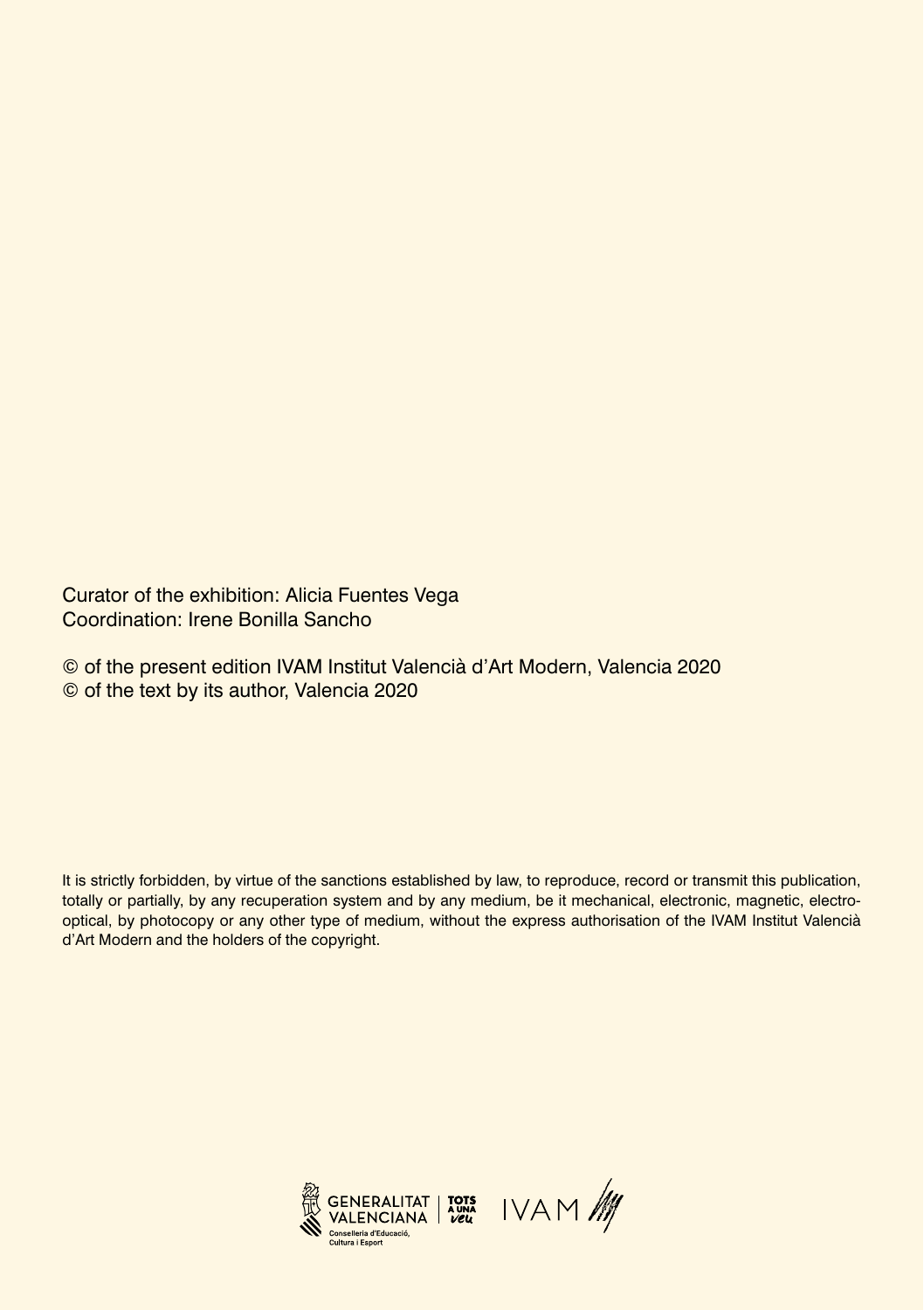Curator of the exhibition: Alicia Fuentes Vega
Coordination: Irene Bonilla Sancho

© of the present edition IVAM Institut Valencià d'Art Modern, Valencia 2020
© of the text by its author, Valencia 2020

It is strictly forbidden, by virtue of the sanctions established by law, to reproduce, record or transmit this publication, totally or partially, by any recuperation system and by any medium, be it mechanical, electronic, magnetic, electro-optical, by photocopy or any other type of medium, without the express authorisation of the IVAM Institut Valencià d'Art Modern and the holders of the copyright.

GENERALITAT VALENCIANA
Conselleria d'Educació, Cultura i Esport
TOTS A UNA VEU
IVAM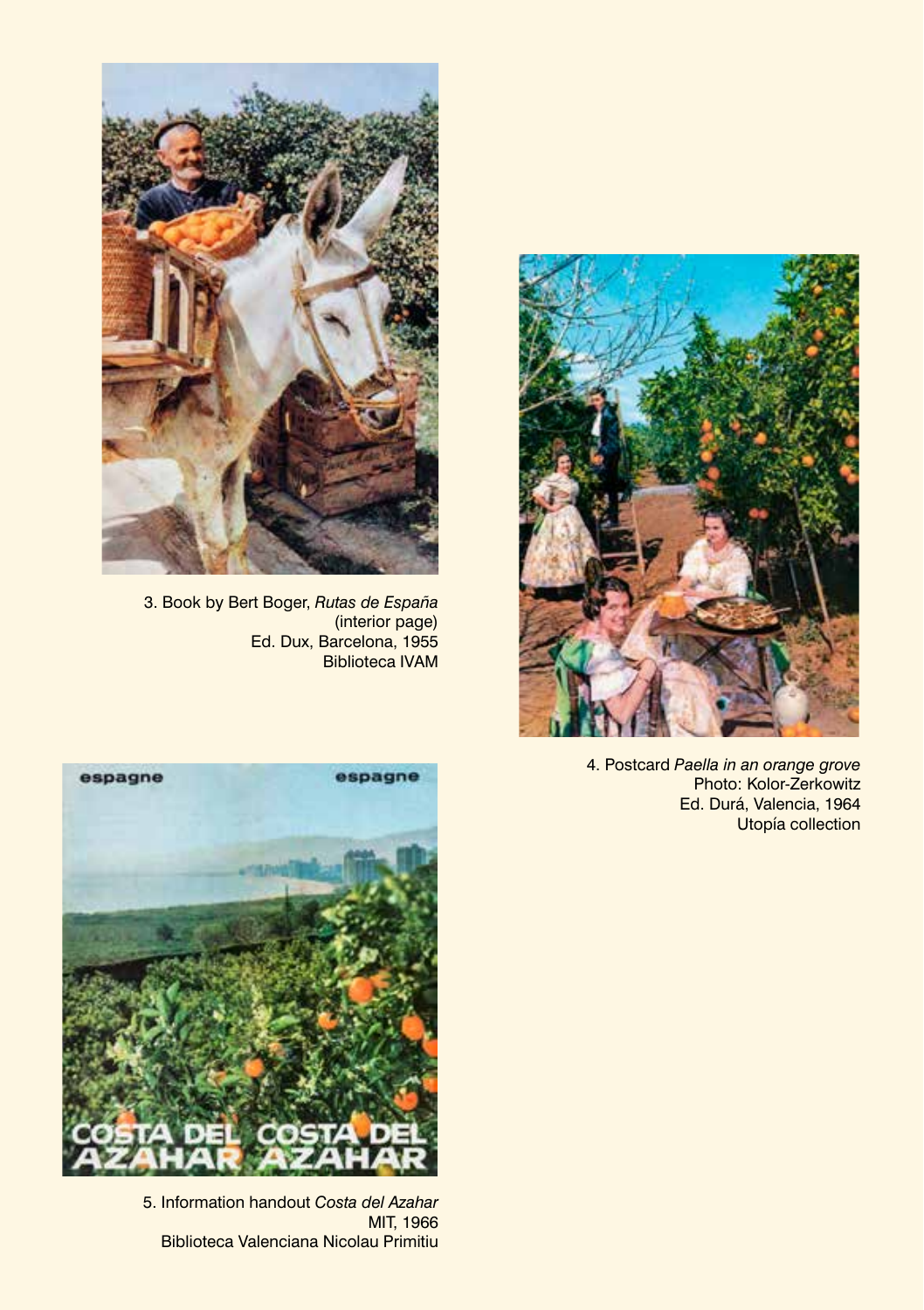3. Book by Bert Boger, *Rutas de España*
(interior page)
Ed. Dux, Barcelona, 1955
Biblioteca IVAM

4. Postcard *Paella in an orange grove*
Photo: Kolor-Zerkowitz
Ed. Durá, Valencia, 1964
Utopía collection

5. Information handout *Costa del Azahar*
MIT, 1966
Biblioteca Valenciana Nicolau Primitiu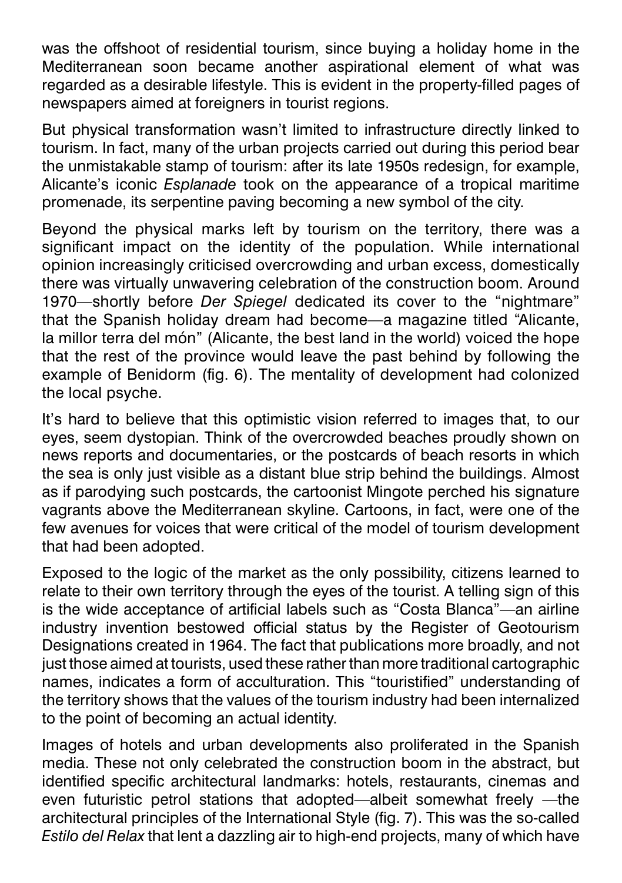was the offshoot of residential tourism, since buying a holiday home in the Mediterranean soon became another aspirational element of what was regarded as a desirable lifestyle. This is evident in the property-filled pages of newspapers aimed at foreigners in tourist regions.

But physical transformation wasn't limited to infrastructure directly linked to tourism. In fact, many of the urban projects carried out during this period bear the unmistakable stamp of tourism: after its late 1950s redesign, for example, Alicante's iconic *Esplanade* took on the appearance of a tropical maritime promenade, its serpentine paving becoming a new symbol of the city.

Beyond the physical marks left by tourism on the territory, there was a significant impact on the identity of the population. While international opinion increasingly criticised overcrowding and urban excess, domestically there was virtually unwavering celebration of the construction boom. Around 1970—shortly before *Der Spiegel* dedicated its cover to the "nightmare" that the Spanish holiday dream had become—a magazine titled "Alicante, la millor terra del món" (Alicante, the best land in the world) voiced the hope that the rest of the province would leave the past behind by following the example of Benidorm (fig. 6). The mentality of development had colonized the local psyche.

It's hard to believe that this optimistic vision referred to images that, to our eyes, seem dystopian. Think of the overcrowded beaches proudly shown on news reports and documentaries, or the postcards of beach resorts in which the sea is only just visible as a distant blue strip behind the buildings. Almost as if parodying such postcards, the cartoonist Mingote perched his signature vagrants above the Mediterranean skyline. Cartoons, in fact, were one of the few avenues for voices that were critical of the model of tourism development that had been adopted.

Exposed to the logic of the market as the only possibility, citizens learned to relate to their own territory through the eyes of the tourist. A telling sign of this is the wide acceptance of artificial labels such as "Costa Blanca"—an airline industry invention bestowed official status by the Register of Geotourism Designations created in 1964. The fact that publications more broadly, and not just those aimed at tourists, used these rather than more traditional cartographic names, indicates a form of acculturation. This "touristified" understanding of the territory shows that the values of the tourism industry had been internalized to the point of becoming an actual identity.

Images of hotels and urban developments also proliferated in the Spanish media. These not only celebrated the construction boom in the abstract, but identified specific architectural landmarks: hotels, restaurants, cinemas and even futuristic petrol stations that adopted—albeit somewhat freely —the architectural principles of the International Style (fig. 7). This was the so-called *Estilo del Relax* that lent a dazzling air to high-end projects, many of which have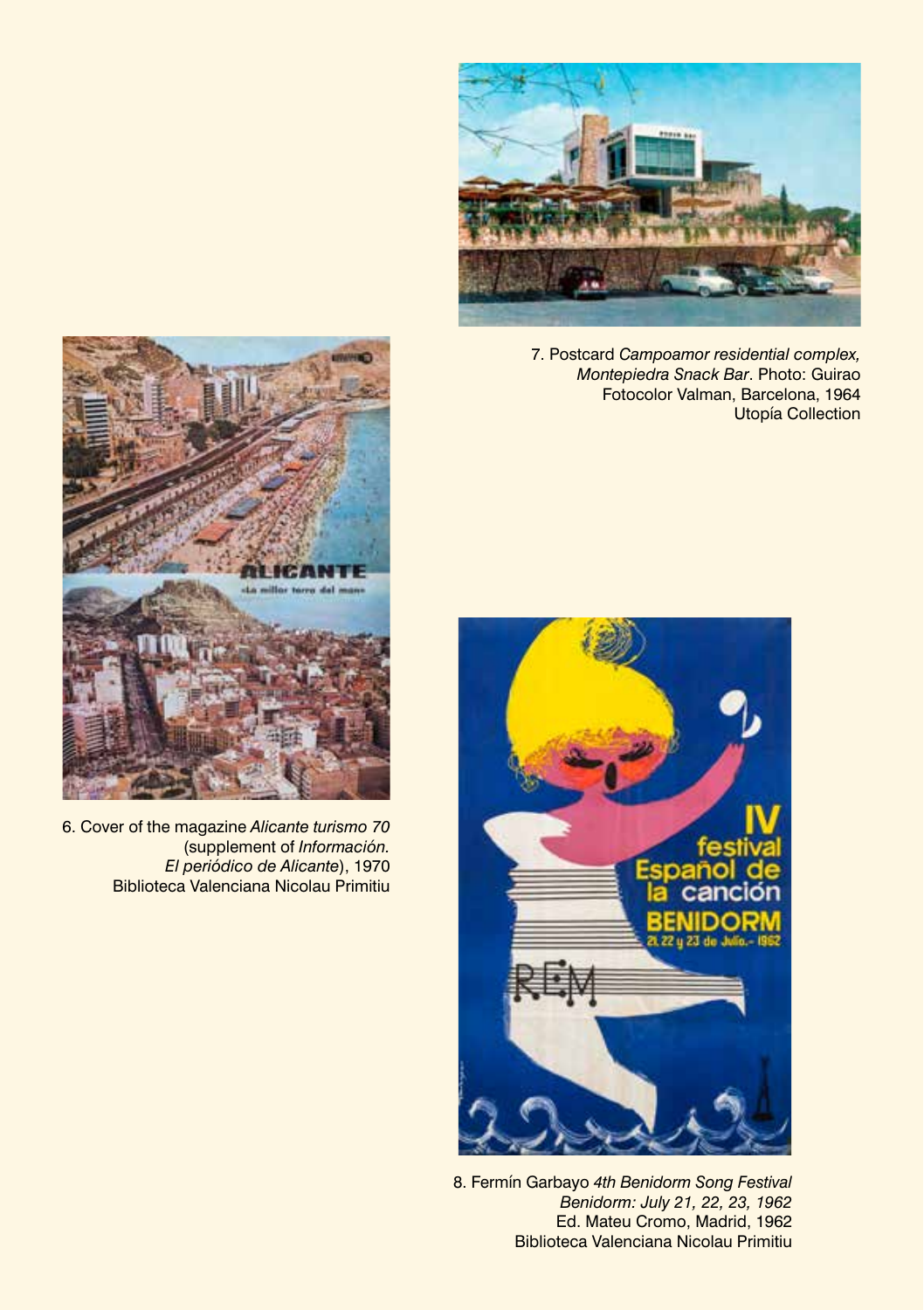7. Postcard *Campoamor residential complex, Montepiedra Snack Bar*. Photo: Guirao
Fotocolor Valman, Barcelona, 1964
Utopía Collection

6. Cover of the magazine *Alicante turismo 70* (supplement of *Información. El periódico de Alicante*), 1970
Biblioteca Valenciana Nicolau Primitiu

8. Fermín Garbayo *4th Benidorm Song Festival Benidorm: July 21, 22, 23, 1962*
Ed. Mateu Cromo, Madrid, 1962
Biblioteca Valenciana Nicolau Primitiu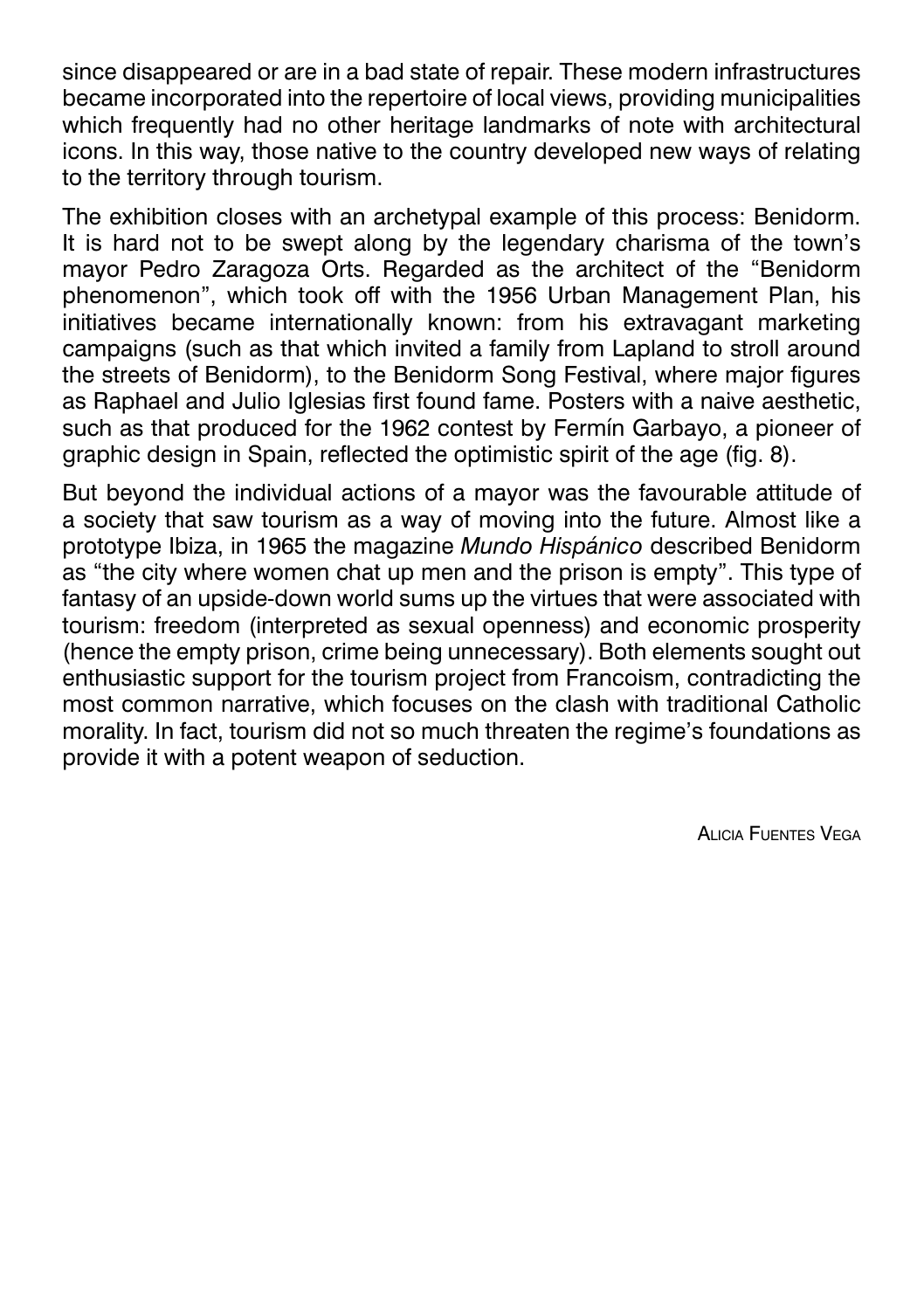since disappeared or are in a bad state of repair. These modern infrastructures became incorporated into the repertoire of local views, providing municipalities which frequently had no other heritage landmarks of note with architectural icons. In this way, those native to the country developed new ways of relating to the territory through tourism.

The exhibition closes with an archetypal example of this process: Benidorm. It is hard not to be swept along by the legendary charisma of the town's mayor Pedro Zaragoza Orts. Regarded as the architect of the "Benidorm phenomenon", which took off with the 1956 Urban Management Plan, his initiatives became internationally known: from his extravagant marketing campaigns (such as that which invited a family from Lapland to stroll around the streets of Benidorm), to the Benidorm Song Festival, where major figures as Raphael and Julio Iglesias first found fame. Posters with a naive aesthetic, such as that produced for the 1962 contest by Fermín Garbayo, a pioneer of graphic design in Spain, reflected the optimistic spirit of the age (fig. 8).

But beyond the individual actions of a mayor was the favourable attitude of a society that saw tourism as a way of moving into the future. Almost like a prototype Ibiza, in 1965 the magazine *Mundo Hispánico* described Benidorm as "the city where women chat up men and the prison is empty". This type of fantasy of an upside-down world sums up the virtues that were associated with tourism: freedom (interpreted as sexual openness) and economic prosperity (hence the empty prison, crime being unnecessary). Both elements sought out enthusiastic support for the tourism project from Francoism, contradicting the most common narrative, which focuses on the clash with traditional Catholic morality. In fact, tourism did not so much threaten the regime's foundations as provide it with a potent weapon of seduction.

Alicia Fuentes Vega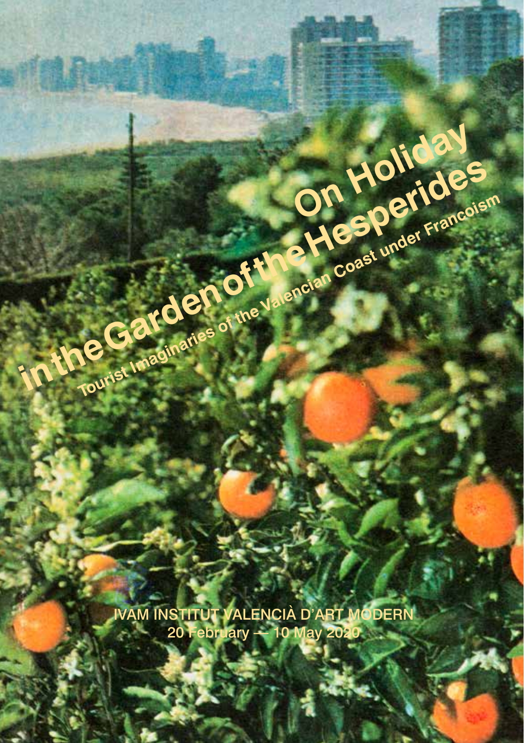# On Holiday in the Garden of the Hesperides

## Tourist Imaginaries of the Valencian Coast under Francoism

IVAM INSTITUT VALENCIÀ D'ART MODERN
20 February — 10 May 2020